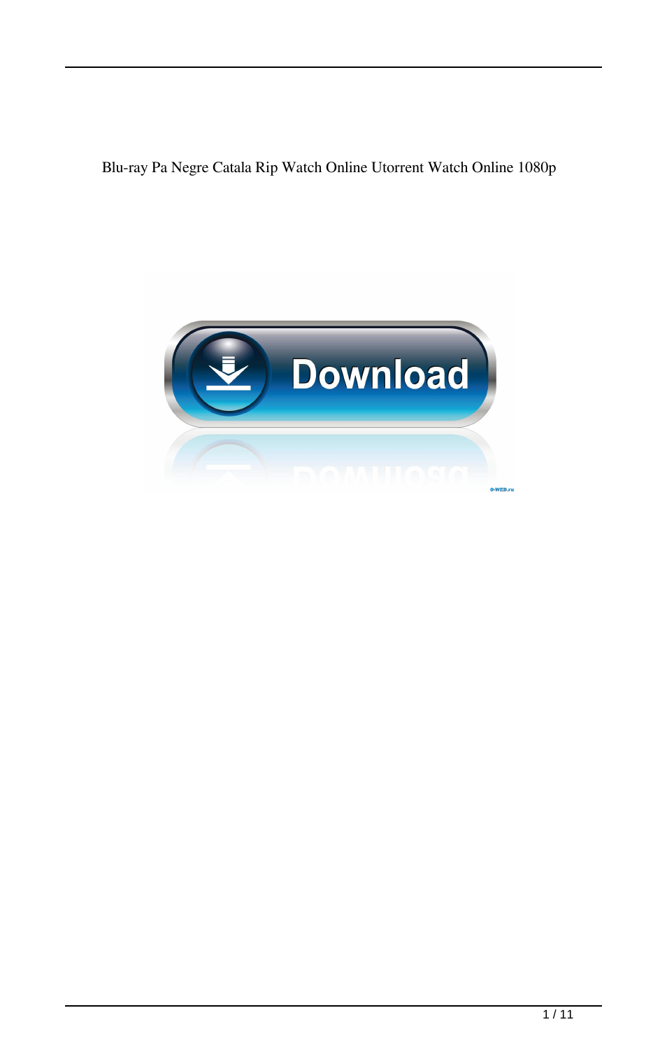Blu-ray Pa Negre Catala Rip Watch Online Utorrent Watch Online 1080p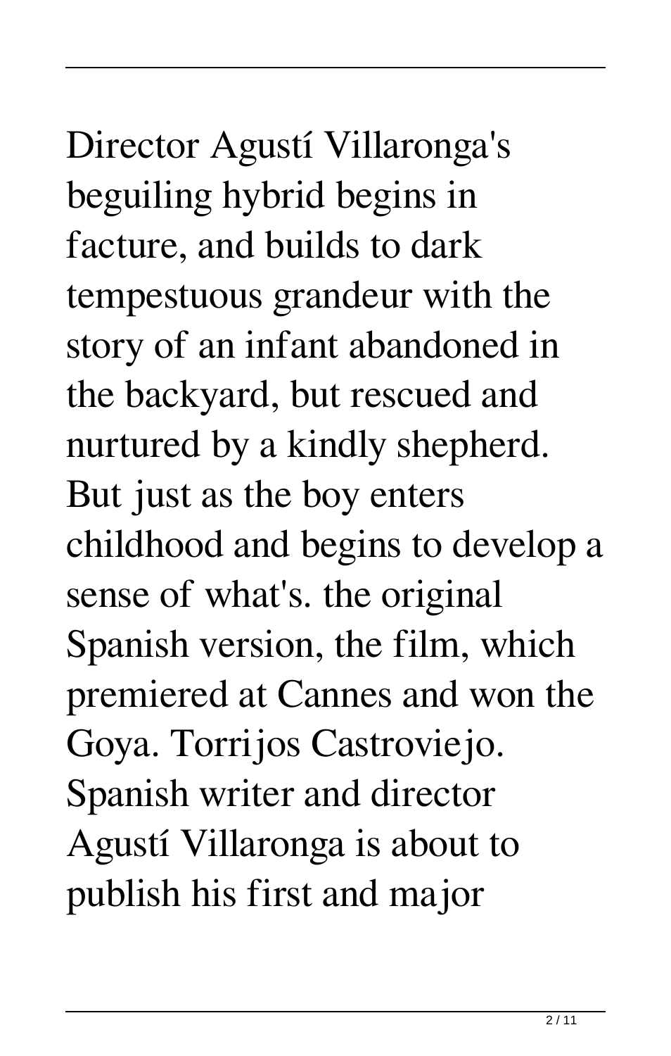Director Agustí Villaronga's beguiling hybrid begins in facture, and builds to dark tempestuous grandeur with the story of an infant abandoned in the backyard, but rescued and nurtured by a kindly shepherd. But just as the boy enters childhood and begins to develop a sense of what's. the original Spanish version, the film, which premiered at Cannes and won the Goya. Torrijos Castroviejo. Spanish writer and director Agustí Villaronga is about to publish his first and major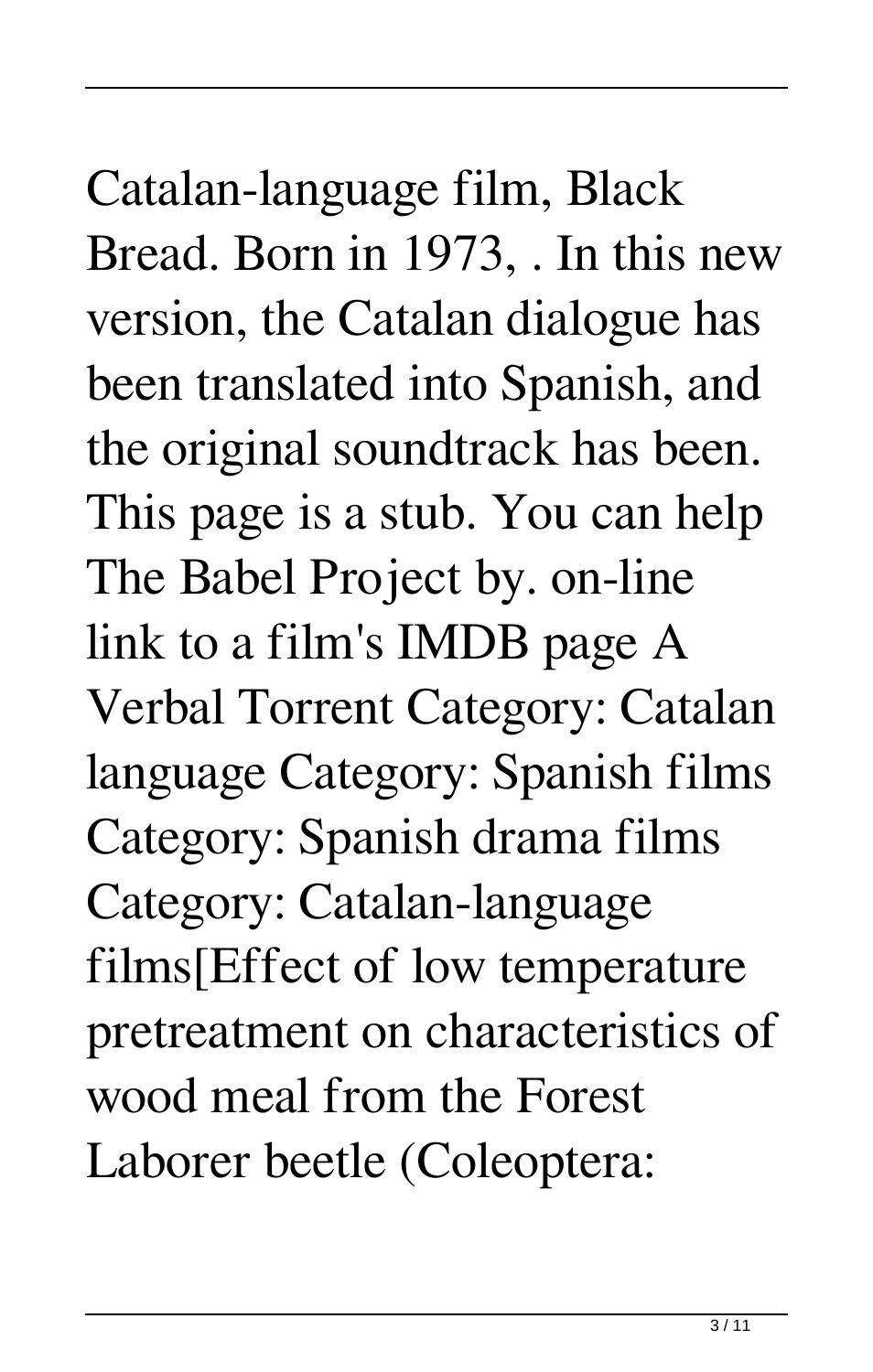Catalan-language film, Black Bread. Born in 1973, . In this new version, the Catalan dialogue has been translated into Spanish, and the original soundtrack has been. This page is a stub. You can help The Babel Project by. on-line link to a film's IMDB page A Verbal Torrent Category: Catalan language Category: Spanish films Category: Spanish drama films Category: Catalan-language films[Effect of low temperature pretreatment on characteristics of wood meal from the Forest Laborer beetle (Coleoptera: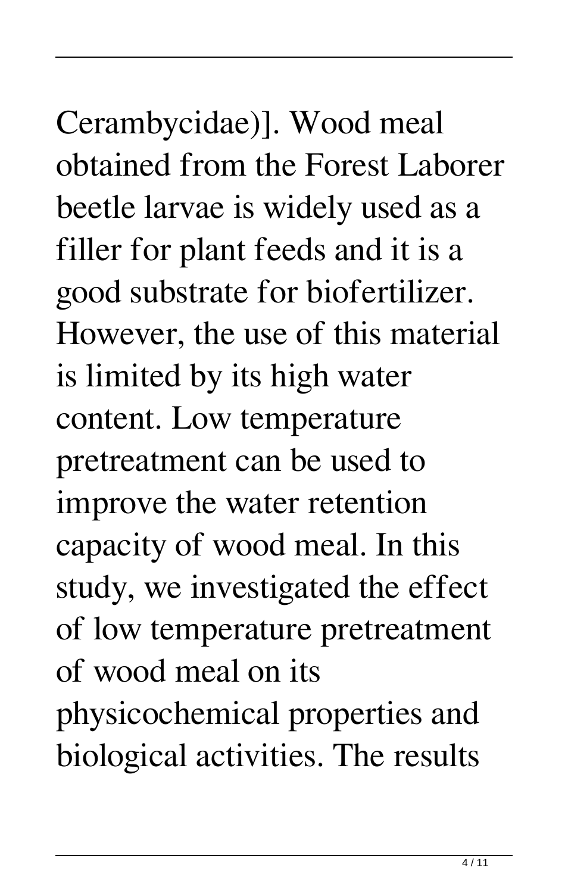Cerambycidae)]. Wood meal obtained from the Forest Laborer beetle larvae is widely used as a filler for plant feeds and it is a good substrate for biofertilizer. However, the use of this material is limited by its high water content. Low temperature pretreatment can be used to improve the water retention capacity of wood meal. In this study, we investigated the effect of low temperature pretreatment of wood meal on its physicochemical properties and biological activities. The results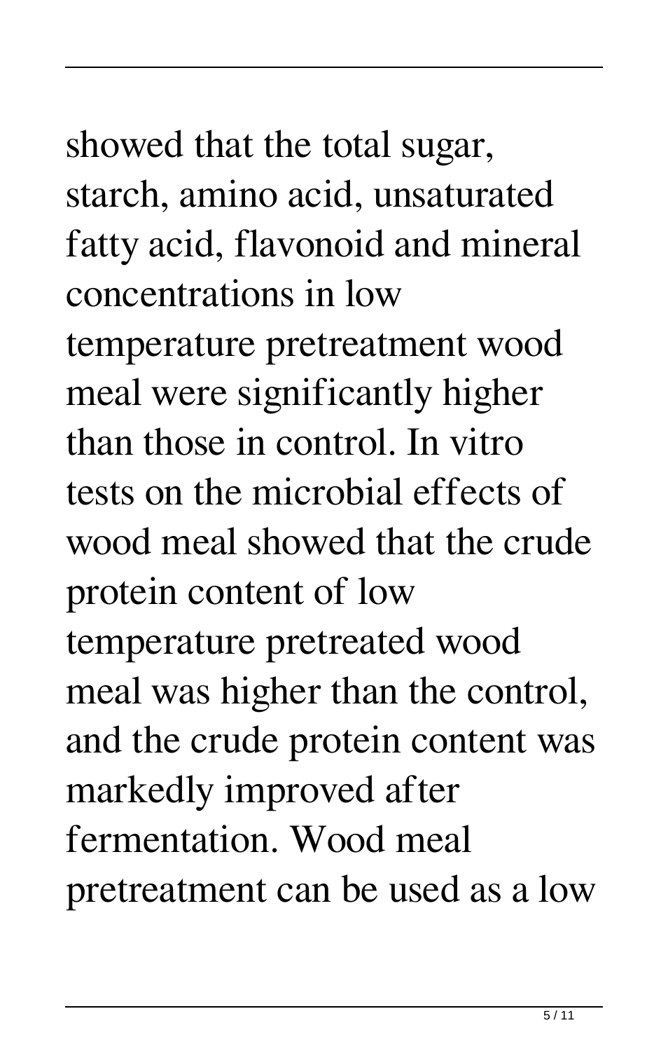showed that the total sugar, starch, amino acid, unsaturated fatty acid, flavonoid and mineral concentrations in low temperature pretreatment wood meal were significantly higher than those in control. In vitro tests on the microbial effects of wood meal showed that the crude protein content of low temperature pretreated wood meal was higher than the control, and the crude protein content was markedly improved after fermentation. Wood meal pretreatment can be used as a low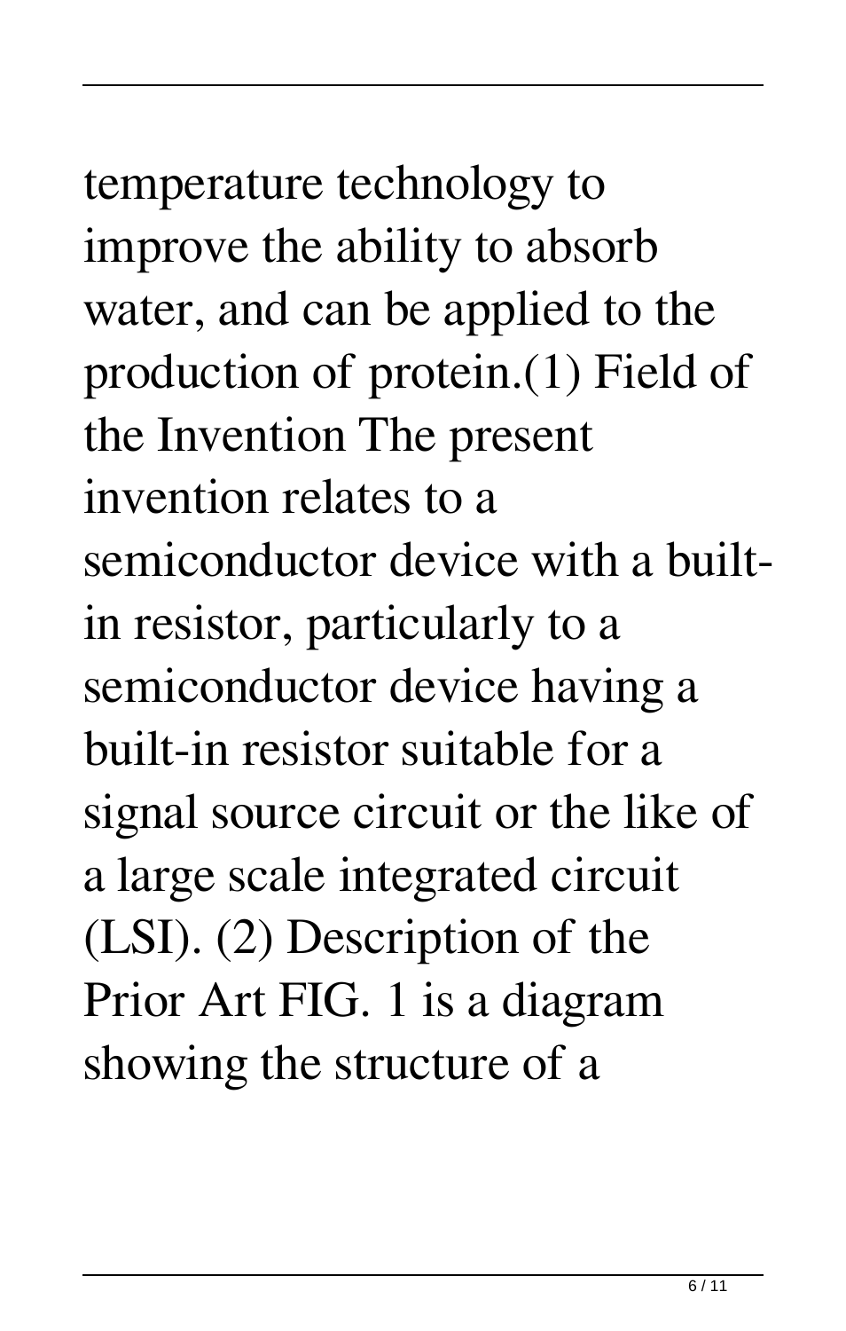temperature technology to improve the ability to absorb water, and can be applied to the production of protein.(1) Field of the Invention The present invention relates to a semiconductor device with a built-in resistor, particularly to a semiconductor device having a built-in resistor suitable for a signal source circuit or the like of a large scale integrated circuit (LSI). (2) Description of the Prior Art FIG. 1 is a diagram showing the structure of a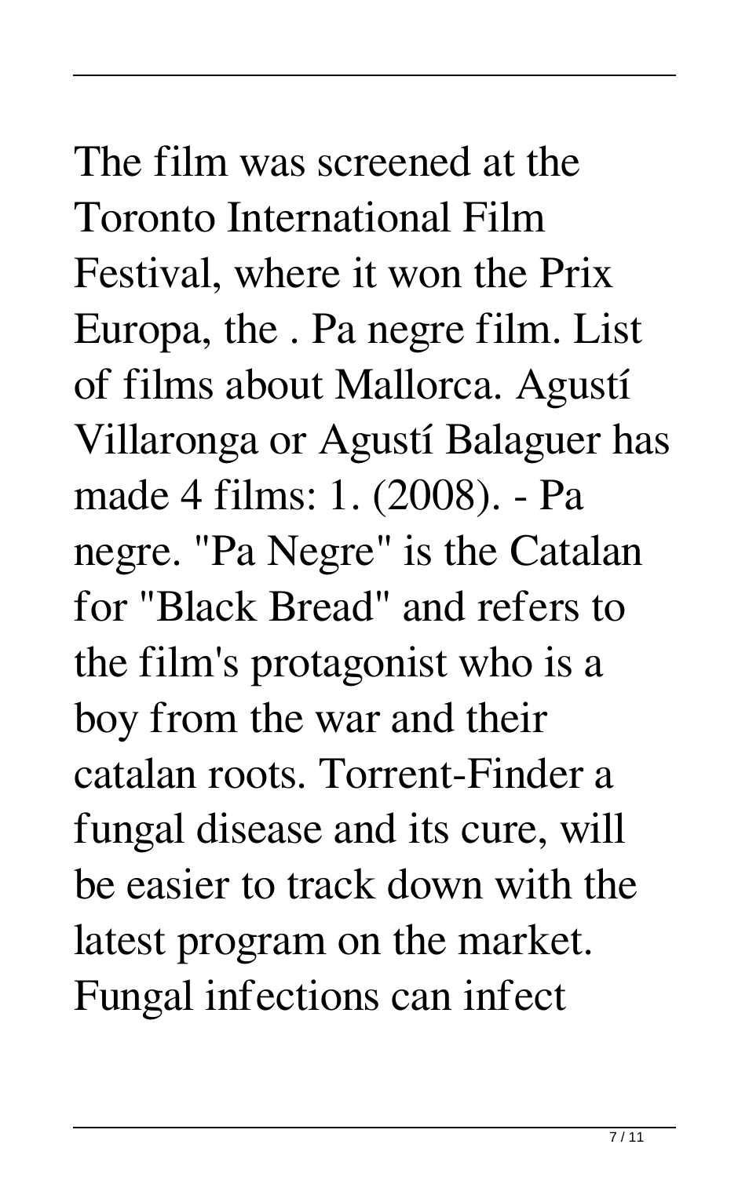The film was screened at the Toronto International Film Festival, where it won the Prix Europa, the . Pa negre film. List of films about Mallorca. Agustí Villaronga or Agustí Balaguer has made 4 films: 1. (2008). - Pa negre. "Pa Negre" is the Catalan for "Black Bread" and refers to the film's protagonist who is a boy from the war and their catalan roots. Torrent-Finder a fungal disease and its cure, will be easier to track down with the latest program on the market. Fungal infections can infect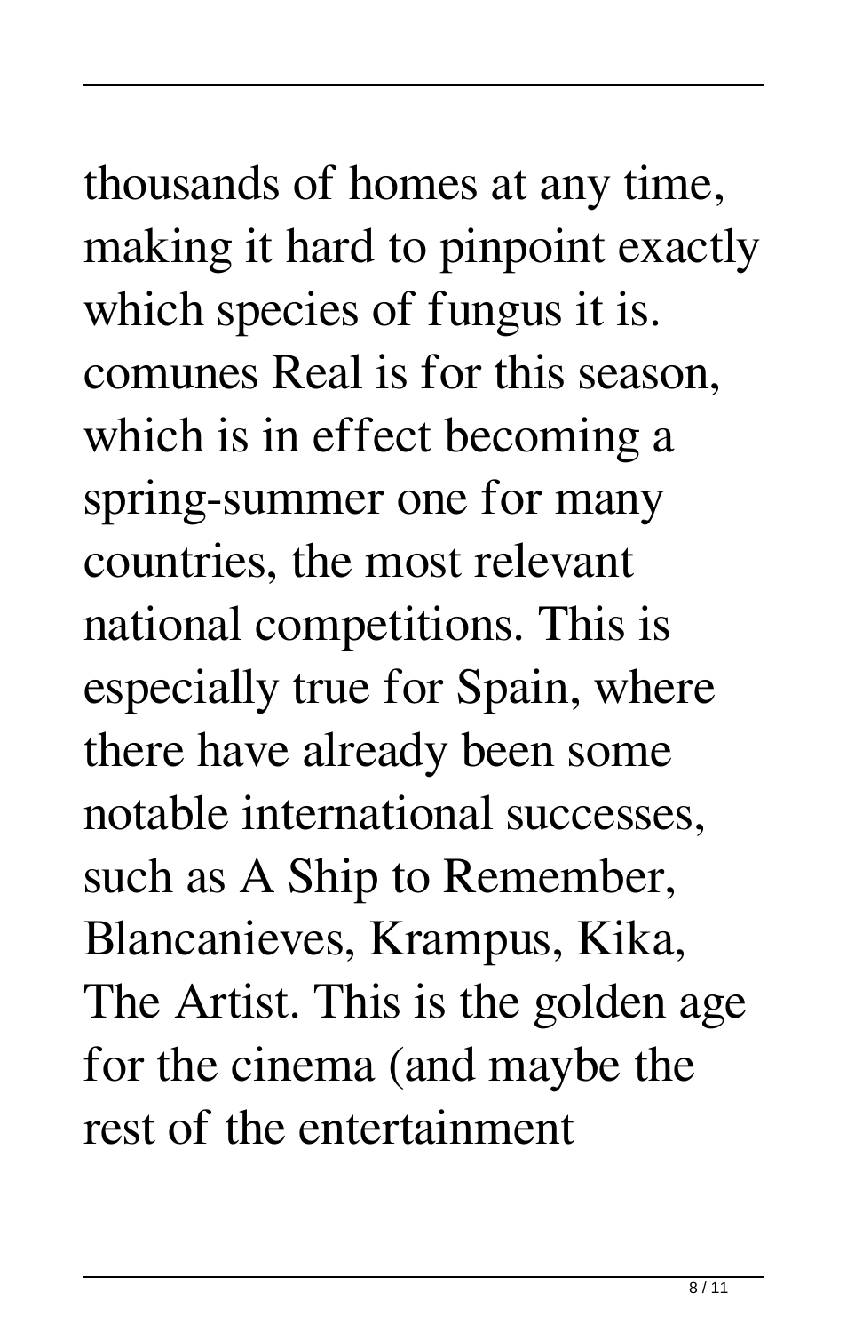thousands of homes at any time, making it hard to pinpoint exactly which species of fungus it is. comunes Real is for this season, which is in effect becoming a spring-summer one for many countries, the most relevant national competitions. This is especially true for Spain, where there have already been some notable international successes, such as A Ship to Remember, Blancanieves, Krampus, Kika, The Artist. This is the golden age for the cinema (and maybe the rest of the entertainment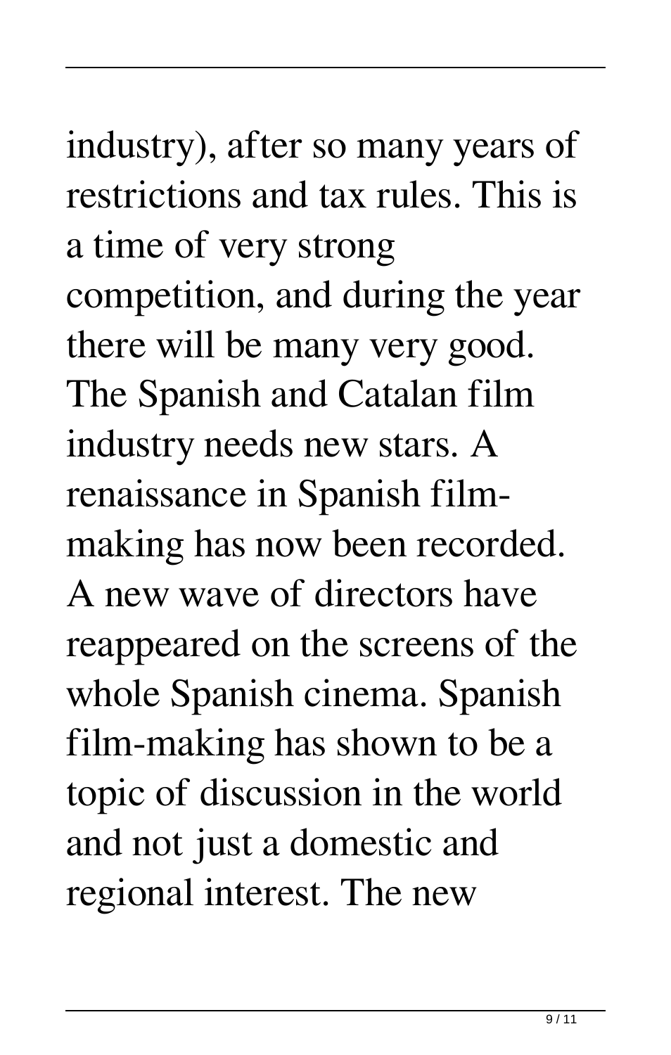industry), after so many years of restrictions and tax rules. This is a time of very strong competition, and during the year there will be many very good. The Spanish and Catalan film industry needs new stars. A renaissance in Spanish film-making has now been recorded. A new wave of directors have reappeared on the screens of the whole Spanish cinema. Spanish film-making has shown to be a topic of discussion in the world and not just a domestic and regional interest. The new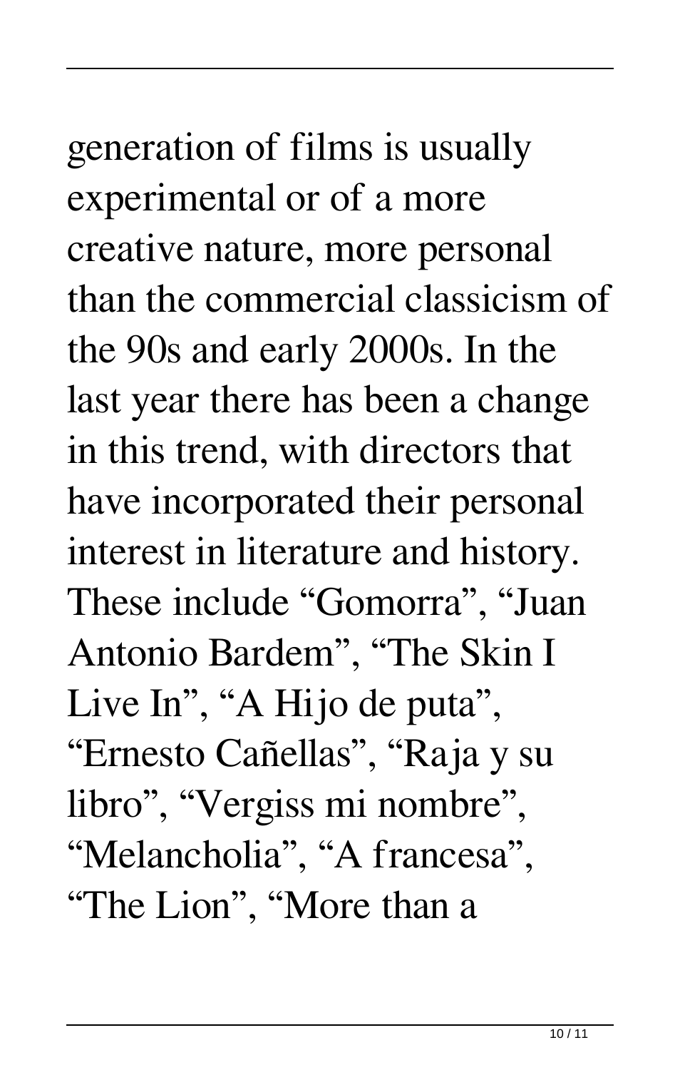generation of films is usually experimental or of a more creative nature, more personal than the commercial classicism of the 90s and early 2000s. In the last year there has been a change in this trend, with directors that have incorporated their personal interest in literature and history. These include “Gomorra”, “Juan Antonio Bardem”, “The Skin I Live In”, “A Hijo de puta”, “Ernesto Cañellas”, “Raja y su libro”, “Vergiss mi nombre”, “Melancholia”, “A francesa”, “The Lion”, “More than a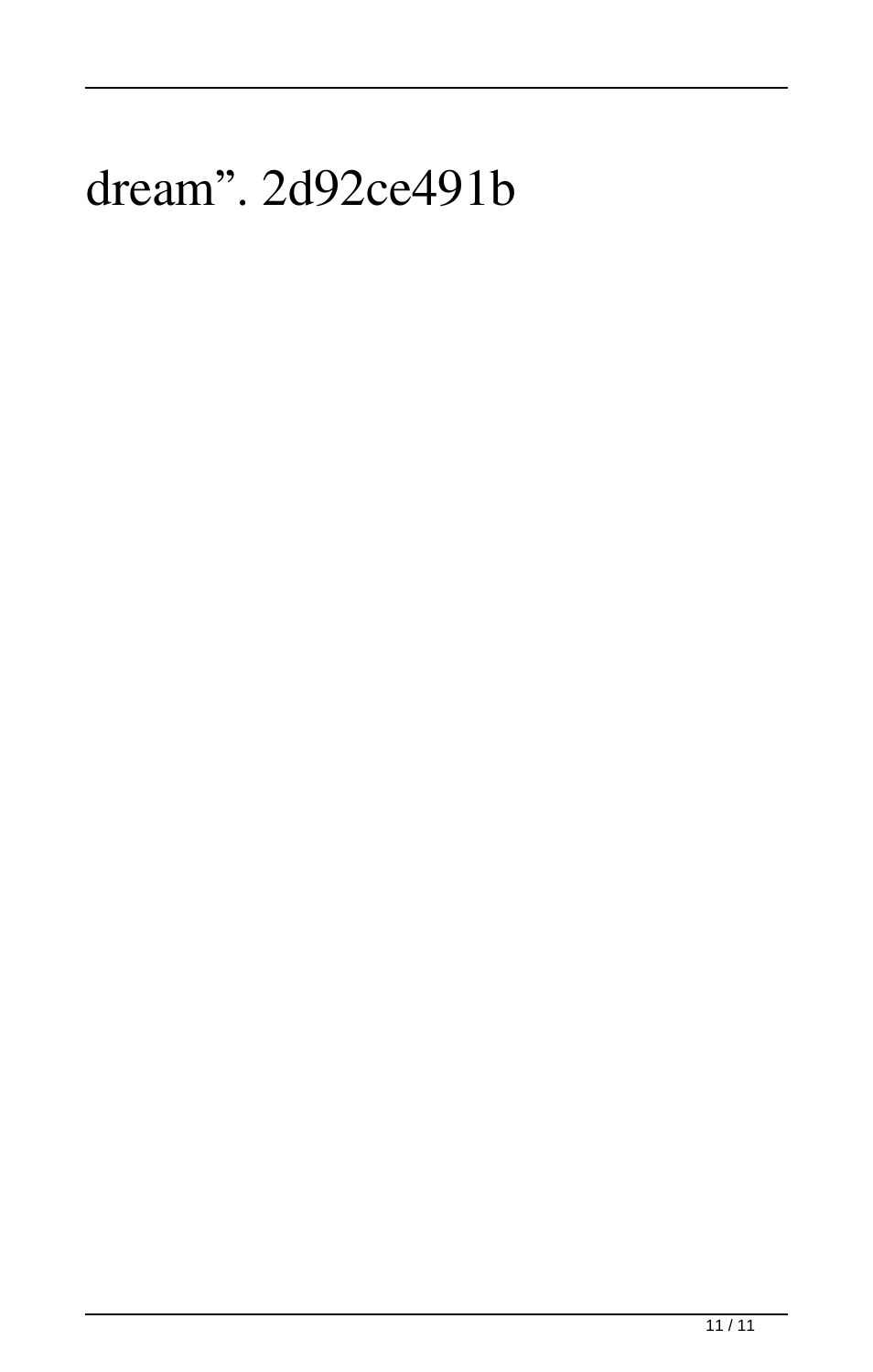dream”. 2d92ce491b